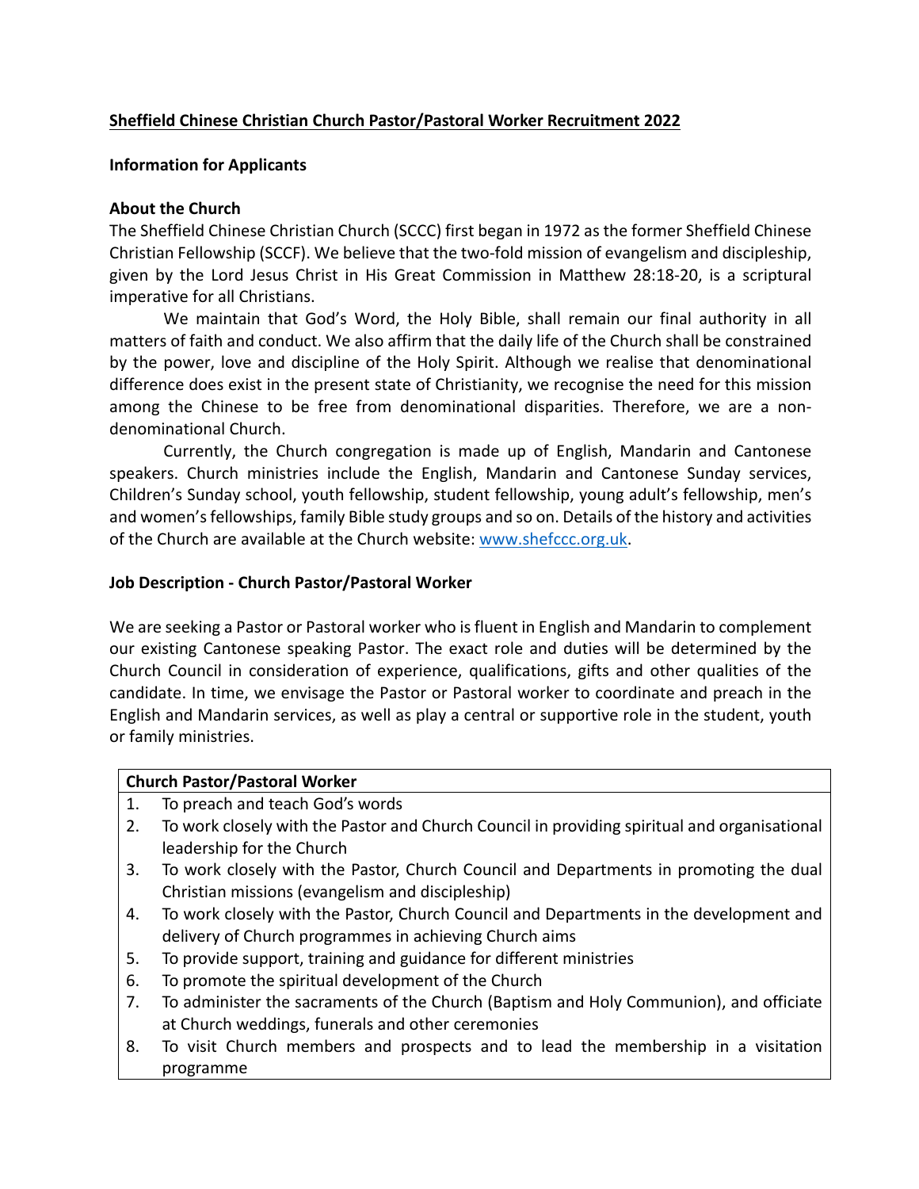**Sheffield Chinese Christian Church Pastor/Pastoral Worker Recruitment 2022**

**Information for Applicants**

**About the Church**

The Sheffield Chinese Christian Church (SCCC) first began in 1972 as the former Sheffield Chinese Christian Fellowship (SCCF). We believe that the two-fold mission of evangelism and discipleship, given by the Lord Jesus Christ in His Great Commission in Matthew 28:18-20, is a scriptural imperative for all Christians.

We maintain that God's Word, the Holy Bible, shall remain our final authority in all matters of faith and conduct. We also affirm that the daily life of the Church shall be constrained by the power, love and discipline of the Holy Spirit. Although we realise that denominational difference does exist in the present state of Christianity, we recognise the need for this mission among the Chinese to be free from denominational disparities. Therefore, we are a non-denominational Church.

Currently, the Church congregation is made up of English, Mandarin and Cantonese speakers. Church ministries include the English, Mandarin and Cantonese Sunday services, Children's Sunday school, youth fellowship, student fellowship, young adult's fellowship, men's and women's fellowships, family Bible study groups and so on. Details of the history and activities of the Church are available at the Church website: [www.shefccc.org.uk](http://www.shefccc.org.uk).

**Job Description - Church Pastor/Pastoral Worker**

We are seeking a Pastor or Pastoral worker who is fluent in English and Mandarin to complement our existing Cantonese speaking Pastor. The exact role and duties will be determined by the Church Council in consideration of experience, qualifications, gifts and other qualities of the candidate. In time, we envisage the Pastor or Pastoral worker to coordinate and preach in the English and Mandarin services, as well as play a central or supportive role in the student, youth or family ministries.

| **Church Pastor/Pastoral Worker** | |
|---|---|
| 1. | To preach and teach God's words |
| 2. | To work closely with the Pastor and Church Council in providing spiritual and organisational leadership for the Church |
| 3. | To work closely with the Pastor, Church Council and Departments in promoting the dual Christian missions (evangelism and discipleship) |
| 4. | To work closely with the Pastor, Church Council and Departments in the development and delivery of Church programmes in achieving Church aims |
| 5. | To provide support, training and guidance for different ministries |
| 6. | To promote the spiritual development of the Church |
| 7. | To administer the sacraments of the Church (Baptism and Holy Communion), and officiate at Church weddings, funerals and other ceremonies |
| 8. | To visit Church members and prospects and to lead the membership in a visitation programme |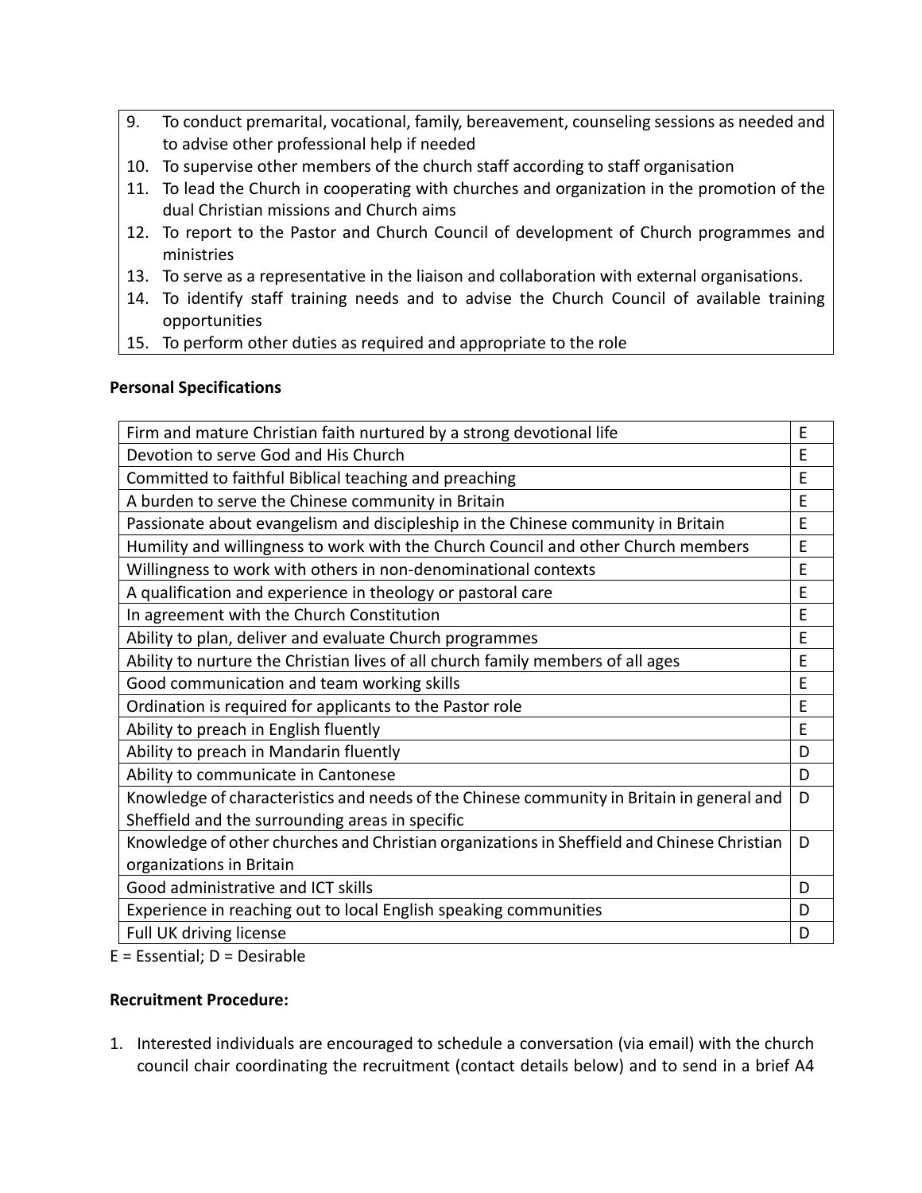9. To conduct premarital, vocational, family, bereavement, counseling sessions as needed and to advise other professional help if needed
10. To supervise other members of the church staff according to staff organisation
11. To lead the Church in cooperating with churches and organization in the promotion of the dual Christian missions and Church aims
12. To report to the Pastor and Church Council of development of Church programmes and ministries
13. To serve as a representative in the liaison and collaboration with external organisations.
14. To identify staff training needs and to advise the Church Council of available training opportunities
15. To perform other duties as required and appropriate to the role

**Personal Specifications**

| | |
|---|---|
| Firm and mature Christian faith nurtured by a strong devotional life | E |
| Devotion to serve God and His Church | E |
| Committed to faithful Biblical teaching and preaching | E |
| A burden to serve the Chinese community in Britain | E |
| Passionate about evangelism and discipleship in the Chinese community in Britain | E |
| Humility and willingness to work with the Church Council and other Church members | E |
| Willingness to work with others in non-denominational contexts | E |
| A qualification and experience in theology or pastoral care | E |
| In agreement with the Church Constitution | E |
| Ability to plan, deliver and evaluate Church programmes | E |
| Ability to nurture the Christian lives of all church family members of all ages | E |
| Good communication and team working skills | E |
| Ordination is required for applicants to the Pastor role | E |
| Ability to preach in English fluently | E |
| Ability to preach in Mandarin fluently | D |
| Ability to communicate in Cantonese | D |
| Knowledge of characteristics and needs of the Chinese community in Britain in general and Sheffield and the surrounding areas in specific | D |
| Knowledge of other churches and Christian organizations in Sheffield and Chinese Christian organizations in Britain | D |
| Good administrative and ICT skills | D |
| Experience in reaching out to local English speaking communities | D |
| Full UK driving license | D |

E = Essential; D = Desirable

**Recruitment Procedure:**

1. Interested individuals are encouraged to schedule a conversation (via email) with the church council chair coordinating the recruitment (contact details below) and to send in a brief A4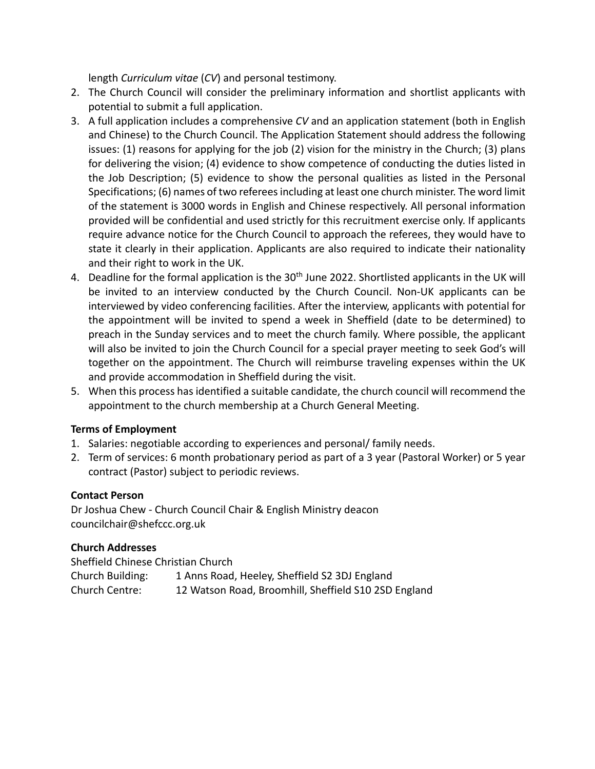length *Curriculum vitae* (*CV*) and personal testimony.

2. The Church Council will consider the preliminary information and shortlist applicants with potential to submit a full application.
3. A full application includes a comprehensive *CV* and an application statement (both in English and Chinese) to the Church Council. The Application Statement should address the following issues: (1) reasons for applying for the job (2) vision for the ministry in the Church; (3) plans for delivering the vision; (4) evidence to show competence of conducting the duties listed in the Job Description; (5) evidence to show the personal qualities as listed in the Personal Specifications; (6) names of two referees including at least one church minister. The word limit of the statement is 3000 words in English and Chinese respectively. All personal information provided will be confidential and used strictly for this recruitment exercise only. If applicants require advance notice for the Church Council to approach the referees, they would have to state it clearly in their application. Applicants are also required to indicate their nationality and their right to work in the UK.
4. Deadline for the formal application is the 30th June 2022. Shortlisted applicants in the UK will be invited to an interview conducted by the Church Council. Non-UK applicants can be interviewed by video conferencing facilities. After the interview, applicants with potential for the appointment will be invited to spend a week in Sheffield (date to be determined) to preach in the Sunday services and to meet the church family. Where possible, the applicant will also be invited to join the Church Council for a special prayer meeting to seek God's will together on the appointment. The Church will reimburse traveling expenses within the UK and provide accommodation in Sheffield during the visit.
5. When this process has identified a suitable candidate, the church council will recommend the appointment to the church membership at a Church General Meeting.

**Terms of Employment**

1. Salaries: negotiable according to experiences and personal/ family needs.
2. Term of services: 6 month probationary period as part of a 3 year (Pastoral Worker) or 5 year contract (Pastor) subject to periodic reviews.

**Contact Person**

Dr Joshua Chew - Church Council Chair & English Ministry deacon
councilchair@shefccc.org.uk

**Church Addresses**

Sheffield Chinese Christian Church
Church Building: 1 Anns Road, Heeley, Sheffield S2 3DJ England
Church Centre: 12 Watson Road, Broomhill, Sheffield S10 2SD England